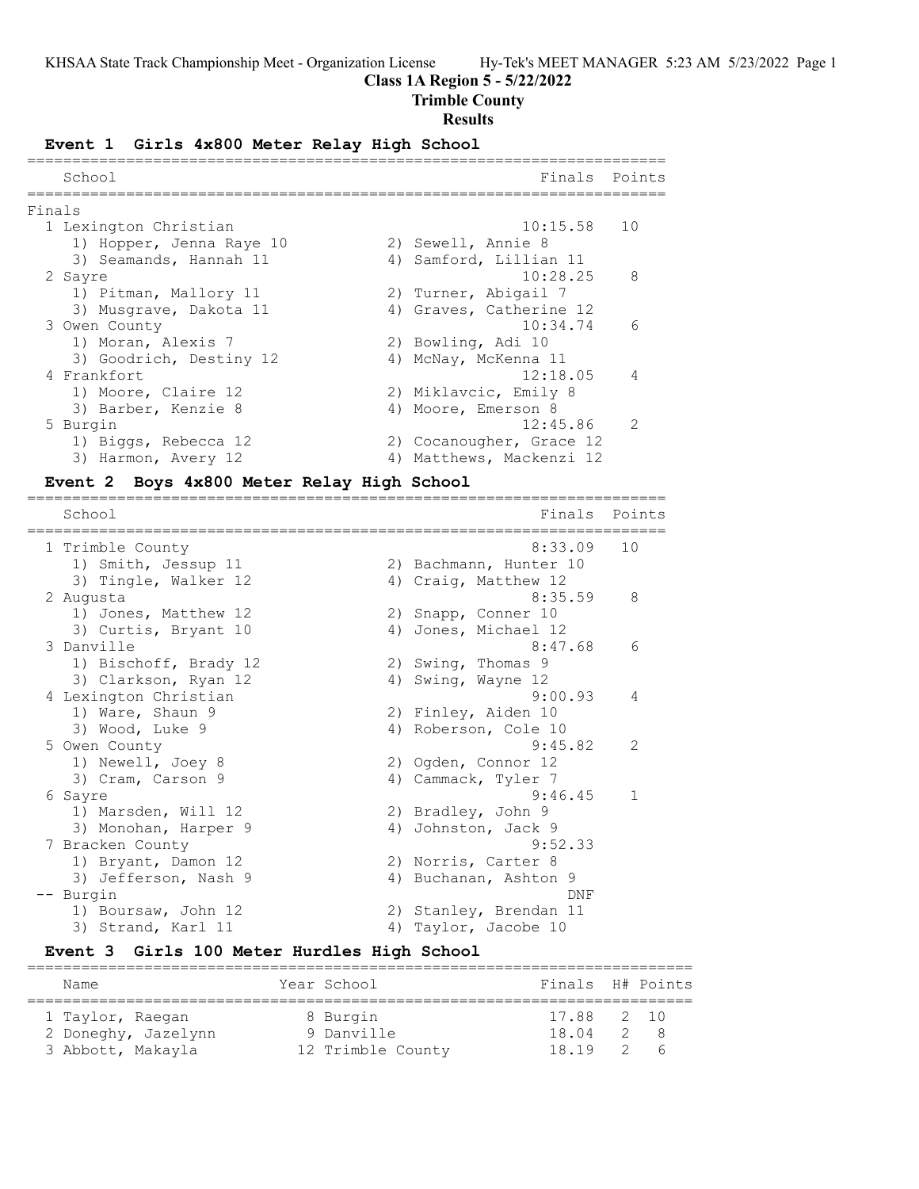# Class 1A Region 5 - 5/22/2022

## Trimble County

## Results

### Event 1 Girls 4x800 Meter Relay High School

**Finals**

| Place | School | Finals | Points |
|---|---|---|---|
| 1 | Lexington Christian | 10:15.58 | 10 |
| | 1) Hopper, Jenna Raye 10; 2) Sewell, Annie 8; 3) Seamands, Hannah 11; 4) Samford, Lillian 11 | | |
| 2 | Sayre | 10:28.25 | 8 |
| | 1) Pitman, Mallory 11; 2) Turner, Abigail 7; 3) Musgrave, Dakota 11; 4) Graves, Catherine 12 | | |
| 3 | Owen County | 10:34.74 | 6 |
| | 1) Moran, Alexis 7; 2) Bowling, Adi 10; 3) Goodrich, Destiny 12; 4) McNay, McKenna 11 | | |
| 4 | Frankfort | 12:18.05 | 4 |
| | 1) Moore, Claire 12; 2) Miklavcic, Emily 8; 3) Barber, Kenzie 8; 4) Moore, Emerson 8 | | |
| 5 | Burgin | 12:45.86 | 2 |
| | 1) Biggs, Rebecca 12; 2) Cocanougher, Grace 12; 3) Harmon, Avery 12; 4) Matthews, Mackenzi 12 | | |

### Event 2 Boys 4x800 Meter Relay High School

| Place | School | Finals | Points |
|---|---|---|---|
| 1 | Trimble County | 8:33.09 | 10 |
| | 1) Smith, Jessup 11; 2) Bachmann, Hunter 10; 3) Tingle, Walker 12; 4) Craig, Matthew 12 | | |
| 2 | Augusta | 8:35.59 | 8 |
| | 1) Jones, Matthew 12; 2) Snapp, Conner 10; 3) Curtis, Bryant 10; 4) Jones, Michael 12 | | |
| 3 | Danville | 8:47.68 | 6 |
| | 1) Bischoff, Brady 12; 2) Swing, Thomas 9; 3) Clarkson, Ryan 12; 4) Swing, Wayne 12 | | |
| 4 | Lexington Christian | 9:00.93 | 4 |
| | 1) Ware, Shaun 9; 2) Finley, Aiden 10; 3) Wood, Luke 9; 4) Roberson, Cole 10 | | |
| 5 | Owen County | 9:45.82 | 2 |
| | 1) Newell, Joey 8; 2) Ogden, Connor 12; 3) Cram, Carson 9; 4) Cammack, Tyler 7 | | |
| 6 | Sayre | 9:46.45 | 1 |
| | 1) Marsden, Will 12; 2) Bradley, John 9; 3) Monohan, Harper 9; 4) Johnston, Jack 9 | | |
| 7 | Bracken County | 9:52.33 | |
| | 1) Bryant, Damon 12; 2) Norris, Carter 8; 3) Jefferson, Nash 9; 4) Buchanan, Ashton 9 | | |
| -- | Burgin | DNF | |
| | 1) Boursaw, John 12; 2) Stanley, Brendan 11; 3) Strand, Karl 11; 4) Taylor, Jacobe 10 | | |

### Event 3 Girls 100 Meter Hurdles High School

| Place | Name | Year | School | Finals | H# | Points |
|---|---|---|---|---|---|---|
| 1 | Taylor, Raegan | 8 | Burgin | 17.88 | 2 | 10 |
| 2 | Doneghy, Jazelynn | 9 | Danville | 18.04 | 2 | 8 |
| 3 | Abbott, Makayla | 12 | Trimble County | 18.19 | 2 | 6 |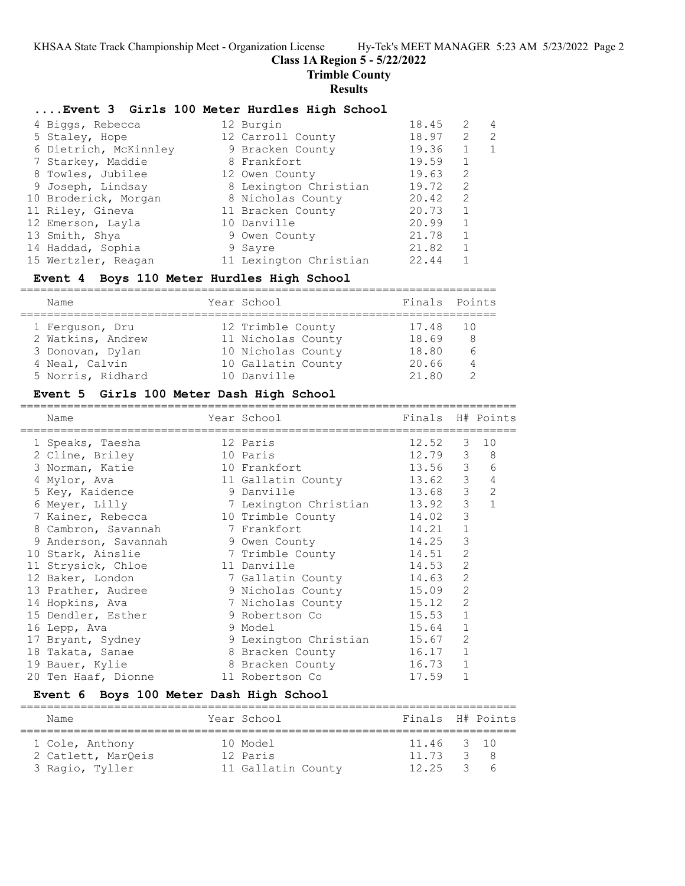# Class 1A Region 5 - 5/22/2022

## Trimble County

### Results

### ....Event 3 Girls 100 Meter Hurdles High School

| Place | Name | Year | School | Finals | H# | Points |
|---|---|---|---|---|---|---|
| 4 | Biggs, Rebecca | 12 | Burgin | 18.45 | 2 | 4 |
| 5 | Staley, Hope | 12 | Carroll County | 18.97 | 2 | 2 |
| 6 | Dietrich, McKinnley | 9 | Bracken County | 19.36 | 1 | 1 |
| 7 | Starkey, Maddie | 8 | Frankfort | 19.59 | 1 | |
| 8 | Towles, Jubilee | 12 | Owen County | 19.63 | 2 | |
| 9 | Joseph, Lindsay | 8 | Lexington Christian | 19.72 | 2 | |
| 10 | Broderick, Morgan | 8 | Nicholas County | 20.42 | 2 | |
| 11 | Riley, Gineva | 11 | Bracken County | 20.73 | 1 | |
| 12 | Emerson, Layla | 10 | Danville | 20.99 | 1 | |
| 13 | Smith, Shya | 9 | Owen County | 21.78 | 1 | |
| 14 | Haddad, Sophia | 9 | Sayre | 21.82 | 1 | |
| 15 | Wertzler, Reagan | 11 | Lexington Christian | 22.44 | 1 | |

### Event 4 Boys 110 Meter Hurdles High School

| Place | Name | Year | School | Finals | Points |
|---|---|---|---|---|---|
| 1 | Ferguson, Dru | 12 | Trimble County | 17.48 | 10 |
| 2 | Watkins, Andrew | 11 | Nicholas County | 18.69 | 8 |
| 3 | Donovan, Dylan | 10 | Nicholas County | 18.80 | 6 |
| 4 | Neal, Calvin | 10 | Gallatin County | 20.66 | 4 |
| 5 | Norris, Ridhard | 10 | Danville | 21.80 | 2 |

### Event 5 Girls 100 Meter Dash High School

| Place | Name | Year | School | Finals | H# | Points |
|---|---|---|---|---|---|---|
| 1 | Speaks, Taesha | 12 | Paris | 12.52 | 3 | 10 |
| 2 | Cline, Briley | 10 | Paris | 12.79 | 3 | 8 |
| 3 | Norman, Katie | 10 | Frankfort | 13.56 | 3 | 6 |
| 4 | Mylor, Ava | 11 | Gallatin County | 13.62 | 3 | 4 |
| 5 | Key, Kaidence | 9 | Danville | 13.68 | 3 | 2 |
| 6 | Meyer, Lilly | 7 | Lexington Christian | 13.92 | 3 | 1 |
| 7 | Kainer, Rebecca | 10 | Trimble County | 14.02 | 3 | |
| 8 | Cambron, Savannah | 7 | Frankfort | 14.21 | 1 | |
| 9 | Anderson, Savannah | 9 | Owen County | 14.25 | 3 | |
| 10 | Stark, Ainslie | 7 | Trimble County | 14.51 | 2 | |
| 11 | Strysick, Chloe | 11 | Danville | 14.53 | 2 | |
| 12 | Baker, London | 7 | Gallatin County | 14.63 | 2 | |
| 13 | Prather, Audree | 9 | Nicholas County | 15.09 | 2 | |
| 14 | Hopkins, Ava | 7 | Nicholas County | 15.12 | 2 | |
| 15 | Dendler, Esther | 9 | Robertson Co | 15.53 | 1 | |
| 16 | Lepp, Ava | 9 | Model | 15.64 | 1 | |
| 17 | Bryant, Sydney | 9 | Lexington Christian | 15.67 | 2 | |
| 18 | Takata, Sanae | 8 | Bracken County | 16.17 | 1 | |
| 19 | Bauer, Kylie | 8 | Bracken County | 16.73 | 1 | |
| 20 | Ten Haaf, Dionne | 11 | Robertson Co | 17.59 | 1 | |

### Event 6 Boys 100 Meter Dash High School

| Place | Name | Year | School | Finals | H# | Points |
|---|---|---|---|---|---|---|
| 1 | Cole, Anthony | 10 | Model | 11.46 | 3 | 10 |
| 2 | Catlett, MarQeis | 12 | Paris | 11.73 | 3 | 8 |
| 3 | Ragio, Tyller | 11 | Gallatin County | 12.25 | 3 | 6 |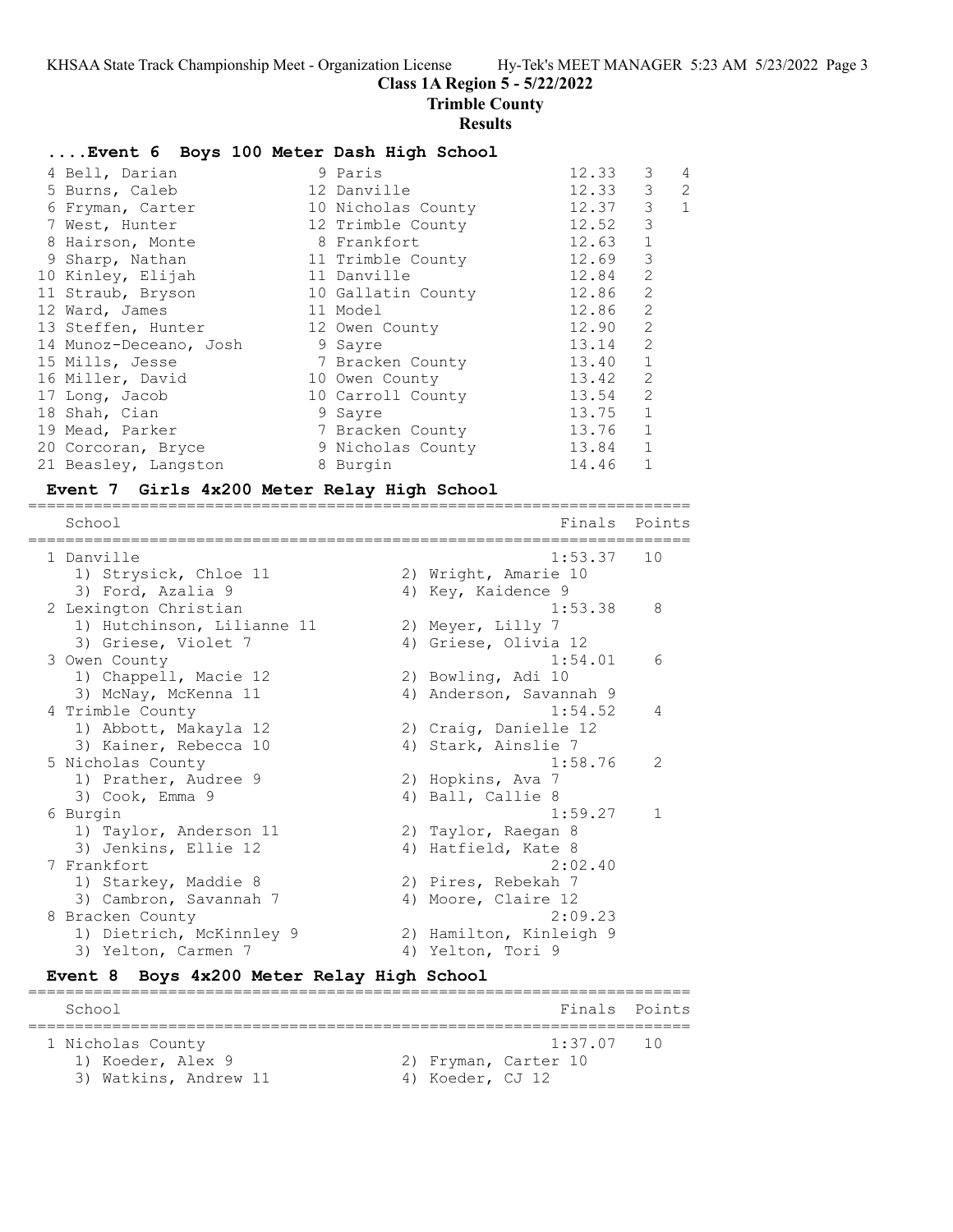**Class 1A Region 5 - 5/22/2022**

**Trimble County**

**Results**

### ....Event 6 Boys 100 Meter Dash High School

| Place | Name | Year | School | Finals | H# | Points |
|---|---|---|---|---|---|---|
| 4 | Bell, Darian | 9 | Paris | 12.33 | 3 | 4 |
| 5 | Burns, Caleb | 12 | Danville | 12.33 | 3 | 2 |
| 6 | Fryman, Carter | 10 | Nicholas County | 12.37 | 3 | 1 |
| 7 | West, Hunter | 12 | Trimble County | 12.52 | 3 | |
| 8 | Hairson, Monte | 8 | Frankfort | 12.63 | 1 | |
| 9 | Sharp, Nathan | 11 | Trimble County | 12.69 | 3 | |
| 10 | Kinley, Elijah | 11 | Danville | 12.84 | 2 | |
| 11 | Straub, Bryson | 10 | Gallatin County | 12.86 | 2 | |
| 12 | Ward, James | 11 | Model | 12.86 | 2 | |
| 13 | Steffen, Hunter | 12 | Owen County | 12.90 | 2 | |
| 14 | Munoz-Deceano, Josh | 9 | Sayre | 13.14 | 2 | |
| 15 | Mills, Jesse | 7 | Bracken County | 13.40 | 1 | |
| 16 | Miller, David | 10 | Owen County | 13.42 | 2 | |
| 17 | Long, Jacob | 10 | Carroll County | 13.54 | 2 | |
| 18 | Shah, Cian | 9 | Sayre | 13.75 | 1 | |
| 19 | Mead, Parker | 7 | Bracken County | 13.76 | 1 | |
| 20 | Corcoran, Bryce | 9 | Nicholas County | 13.84 | 1 | |
| 21 | Beasley, Langston | 8 | Burgin | 14.46 | 1 | |

### Event 7 Girls 4x200 Meter Relay High School

| School | Finals | Points |
|---|---|---|
| 1 Danville | 1:53.37 | 10 |
| 1) Strysick, Chloe 11; 2) Wright, Amarie 10; 3) Ford, Azalia 9; 4) Key, Kaidence 9 | | |
| 2 Lexington Christian | 1:53.38 | 8 |
| 1) Hutchinson, Lilianne 11; 2) Meyer, Lilly 7; 3) Griese, Violet 7; 4) Griese, Olivia 12 | | |
| 3 Owen County | 1:54.01 | 6 |
| 1) Chappell, Macie 12; 2) Bowling, Adi 10; 3) McNay, McKenna 11; 4) Anderson, Savannah 9 | | |
| 4 Trimble County | 1:54.52 | 4 |
| 1) Abbott, Makayla 12; 2) Craig, Danielle 12; 3) Kainer, Rebecca 10; 4) Stark, Ainslie 7 | | |
| 5 Nicholas County | 1:58.76 | 2 |
| 1) Prather, Audree 9; 2) Hopkins, Ava 7; 3) Cook, Emma 9; 4) Ball, Callie 8 | | |
| 6 Burgin | 1:59.27 | 1 |
| 1) Taylor, Anderson 11; 2) Taylor, Raegan 8; 3) Jenkins, Ellie 12; 4) Hatfield, Kate 8 | | |
| 7 Frankfort | 2:02.40 | |
| 1) Starkey, Maddie 8; 2) Pires, Rebekah 7; 3) Cambron, Savannah 7; 4) Moore, Claire 12 | | |
| 8 Bracken County | 2:09.23 | |
| 1) Dietrich, McKinnley 9; 2) Hamilton, Kinleigh 9; 3) Yelton, Carmen 7; 4) Yelton, Tori 9 | | |

### Event 8 Boys 4x200 Meter Relay High School

| School | Finals | Points |
|---|---|---|
| 1 Nicholas County | 1:37.07 | 10 |
| 1) Koeder, Alex 9; 2) Fryman, Carter 10; 3) Watkins, Andrew 11; 4) Koeder, CJ 12 | | |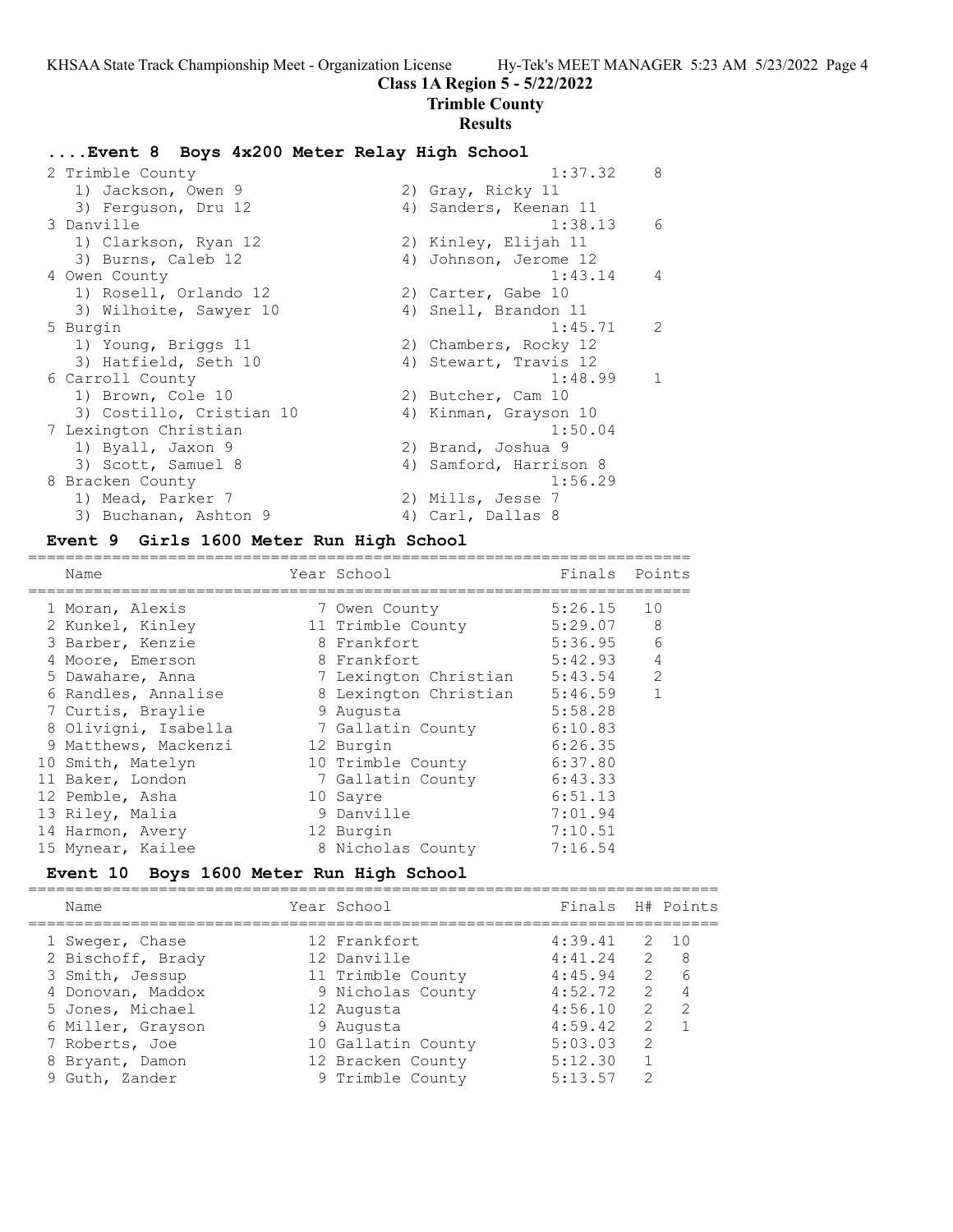## Class 1A Region 5 - 5/22/2022

## Trimble County

## Results

### ....Event 8 Boys 4x200 Meter Relay High School

| Place | Team | Time | Points |
|---|---|---|---|
| 2 | Trimble County | 1:37.32 | 8 |
| | 1) Jackson, Owen 9; 2) Gray, Ricky 11; 3) Ferguson, Dru 12; 4) Sanders, Keenan 11 | | |
| 3 | Danville | 1:38.13 | 6 |
| | 1) Clarkson, Ryan 12; 2) Kinley, Elijah 11; 3) Burns, Caleb 12; 4) Johnson, Jerome 12 | | |
| 4 | Owen County | 1:43.14 | 4 |
| | 1) Rosell, Orlando 12; 2) Carter, Gabe 10; 3) Wilhoite, Sawyer 10; 4) Snell, Brandon 11 | | |
| 5 | Burgin | 1:45.71 | 2 |
| | 1) Young, Briggs 11; 2) Chambers, Rocky 12; 3) Hatfield, Seth 10; 4) Stewart, Travis 12 | | |
| 6 | Carroll County | 1:48.99 | 1 |
| | 1) Brown, Cole 10; 2) Butcher, Cam 10; 3) Costillo, Cristian 10; 4) Kinman, Grayson 10 | | |
| 7 | Lexington Christian | 1:50.04 | |
| | 1) Byall, Jaxon 9; 2) Brand, Joshua 9; 3) Scott, Samuel 8; 4) Samford, Harrison 8 | | |
| 8 | Bracken County | 1:56.29 | |
| | 1) Mead, Parker 7; 2) Mills, Jesse 7; 3) Buchanan, Ashton 9; 4) Carl, Dallas 8 | | |

### Event 9 Girls 1600 Meter Run High School

| | Name | Year | School | Finals | Points |
|---|---|---|---|---|---|
| 1 | Moran, Alexis | 7 | Owen County | 5:26.15 | 10 |
| 2 | Kunkel, Kinley | 11 | Trimble County | 5:29.07 | 8 |
| 3 | Barber, Kenzie | 8 | Frankfort | 5:36.95 | 6 |
| 4 | Moore, Emerson | 8 | Frankfort | 5:42.93 | 4 |
| 5 | Dawahare, Anna | 7 | Lexington Christian | 5:43.54 | 2 |
| 6 | Randles, Annalise | 8 | Lexington Christian | 5:46.59 | 1 |
| 7 | Curtis, Braylie | 9 | Augusta | 5:58.28 | |
| 8 | Olivigni, Isabella | 7 | Gallatin County | 6:10.83 | |
| 9 | Matthews, Mackenzi | 12 | Burgin | 6:26.35 | |
| 10 | Smith, Matelyn | 10 | Trimble County | 6:37.80 | |
| 11 | Baker, London | 7 | Gallatin County | 6:43.33 | |
| 12 | Pemble, Asha | 10 | Sayre | 6:51.13 | |
| 13 | Riley, Malia | 9 | Danville | 7:01.94 | |
| 14 | Harmon, Avery | 12 | Burgin | 7:10.51 | |
| 15 | Mynear, Kailee | 8 | Nicholas County | 7:16.54 | |

### Event 10 Boys 1600 Meter Run High School

| | Name | Year | School | Finals | H# | Points |
|---|---|---|---|---|---|---|
| 1 | Sweger, Chase | 12 | Frankfort | 4:39.41 | 2 | 10 |
| 2 | Bischoff, Brady | 12 | Danville | 4:41.24 | 2 | 8 |
| 3 | Smith, Jessup | 11 | Trimble County | 4:45.94 | 2 | 6 |
| 4 | Donovan, Maddox | 9 | Nicholas County | 4:52.72 | 2 | 4 |
| 5 | Jones, Michael | 12 | Augusta | 4:56.10 | 2 | 2 |
| 6 | Miller, Grayson | 9 | Augusta | 4:59.42 | 2 | 1 |
| 7 | Roberts, Joe | 10 | Gallatin County | 5:03.03 | 2 | |
| 8 | Bryant, Damon | 12 | Bracken County | 5:12.30 | 1 | |
| 9 | Guth, Zander | 9 | Trimble County | 5:13.57 | 2 | |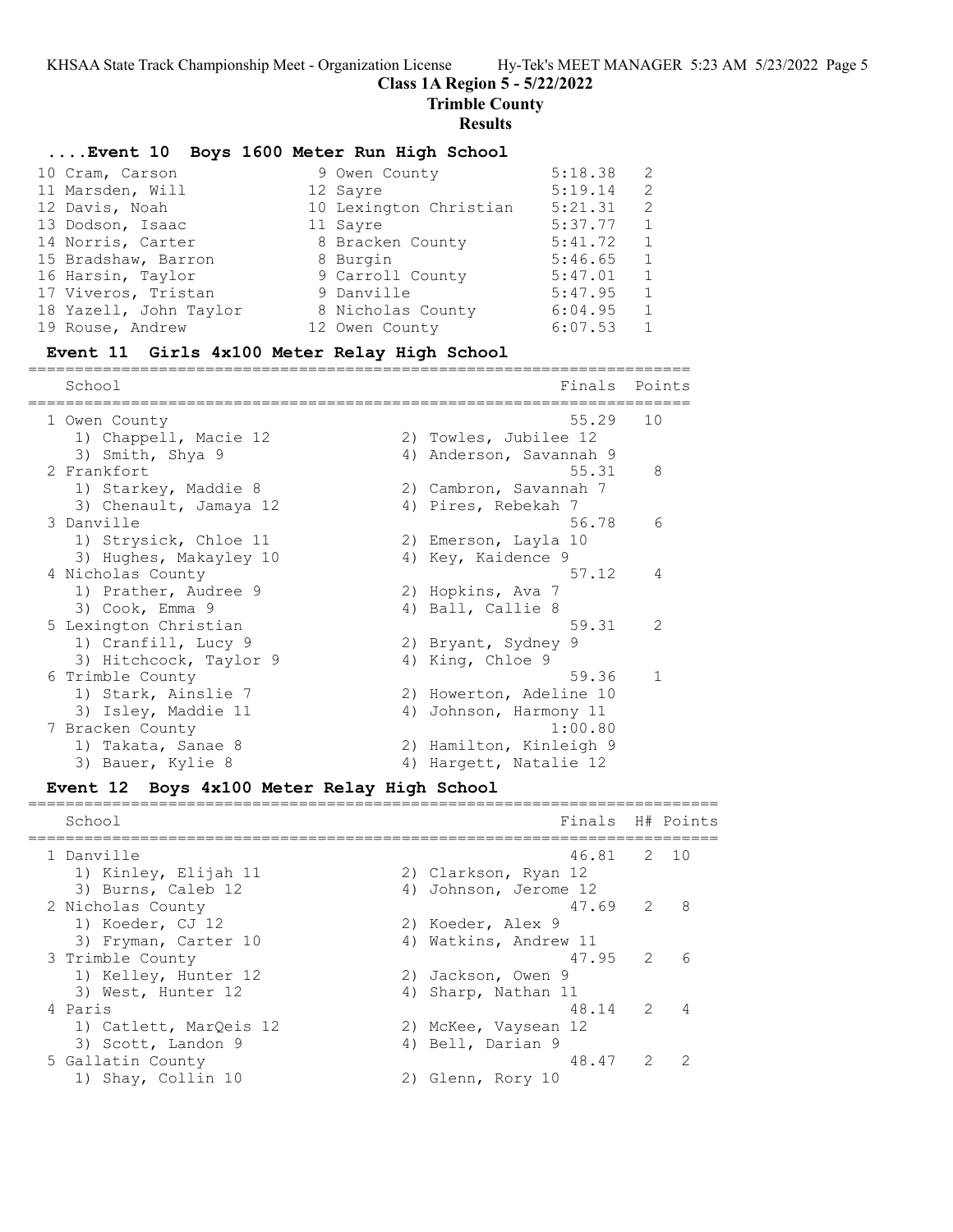**Class 1A Region 5 - 5/22/2022**

**Trimble County**

**Results**

### ....Event 10 Boys 1600 Meter Run High School

| Place | Name | Year | School | Finals | H# |
|---|---|---|---|---|---|
| 10 | Cram, Carson | 9 | Owen County | 5:18.38 | 2 |
| 11 | Marsden, Will | 12 | Sayre | 5:19.14 | 2 |
| 12 | Davis, Noah | 10 | Lexington Christian | 5:21.31 | 2 |
| 13 | Dodson, Isaac | 11 | Sayre | 5:37.77 | 1 |
| 14 | Norris, Carter | 8 | Bracken County | 5:41.72 | 1 |
| 15 | Bradshaw, Barron | 8 | Burgin | 5:46.65 | 1 |
| 16 | Harsin, Taylor | 9 | Carroll County | 5:47.01 | 1 |
| 17 | Viveros, Tristan | 9 | Danville | 5:47.95 | 1 |
| 18 | Yazell, John Taylor | 8 | Nicholas County | 6:04.95 | 1 |
| 19 | Rouse, Andrew | 12 | Owen County | 6:07.53 | 1 |

### Event 11 Girls 4x100 Meter Relay High School

| Place | School | Finals | Points |
|---|---|---|---|
| 1 | Owen County | 55.29 | 10 |
| | 1) Chappell, Macie 12; 2) Towles, Jubilee 12; 3) Smith, Shya 9; 4) Anderson, Savannah 9 | | |
| 2 | Frankfort | 55.31 | 8 |
| | 1) Starkey, Maddie 8; 2) Cambron, Savannah 7; 3) Chenault, Jamaya 12; 4) Pires, Rebekah 7 | | |
| 3 | Danville | 56.78 | 6 |
| | 1) Strysick, Chloe 11; 2) Emerson, Layla 10; 3) Hughes, Makayley 10; 4) Key, Kaidence 9 | | |
| 4 | Nicholas County | 57.12 | 4 |
| | 1) Prather, Audree 9; 2) Hopkins, Ava 7; 3) Cook, Emma 9; 4) Ball, Callie 8 | | |
| 5 | Lexington Christian | 59.31 | 2 |
| | 1) Cranfill, Lucy 9; 2) Bryant, Sydney 9; 3) Hitchcock, Taylor 9; 4) King, Chloe 9 | | |
| 6 | Trimble County | 59.36 | 1 |
| | 1) Stark, Ainslie 7; 2) Howerton, Adeline 10; 3) Isley, Maddie 11; 4) Johnson, Harmony 11 | | |
| 7 | Bracken County | 1:00.80 | |
| | 1) Takata, Sanae 8; 2) Hamilton, Kinleigh 9; 3) Bauer, Kylie 8; 4) Hargett, Natalie 12 | | |

### Event 12 Boys 4x100 Meter Relay High School

| Place | School | Finals | H# | Points |
|---|---|---|---|---|
| 1 | Danville | 46.81 | 2 | 10 |
| | 1) Kinley, Elijah 11; 2) Clarkson, Ryan 12; 3) Burns, Caleb 12; 4) Johnson, Jerome 12 | | | |
| 2 | Nicholas County | 47.69 | 2 | 8 |
| | 1) Koeder, CJ 12; 2) Koeder, Alex 9; 3) Fryman, Carter 10; 4) Watkins, Andrew 11 | | | |
| 3 | Trimble County | 47.95 | 2 | 6 |
| | 1) Kelley, Hunter 12; 2) Jackson, Owen 9; 3) West, Hunter 12; 4) Sharp, Nathan 11 | | | |
| 4 | Paris | 48.14 | 2 | 4 |
| | 1) Catlett, MarQeis 12; 2) McKee, Vaysean 12; 3) Scott, Landon 9; 4) Bell, Darian 9 | | | |
| 5 | Gallatin County | 48.47 | 2 | 2 |
| | 1) Shay, Collin 10; 2) Glenn, Rory 10 | | | |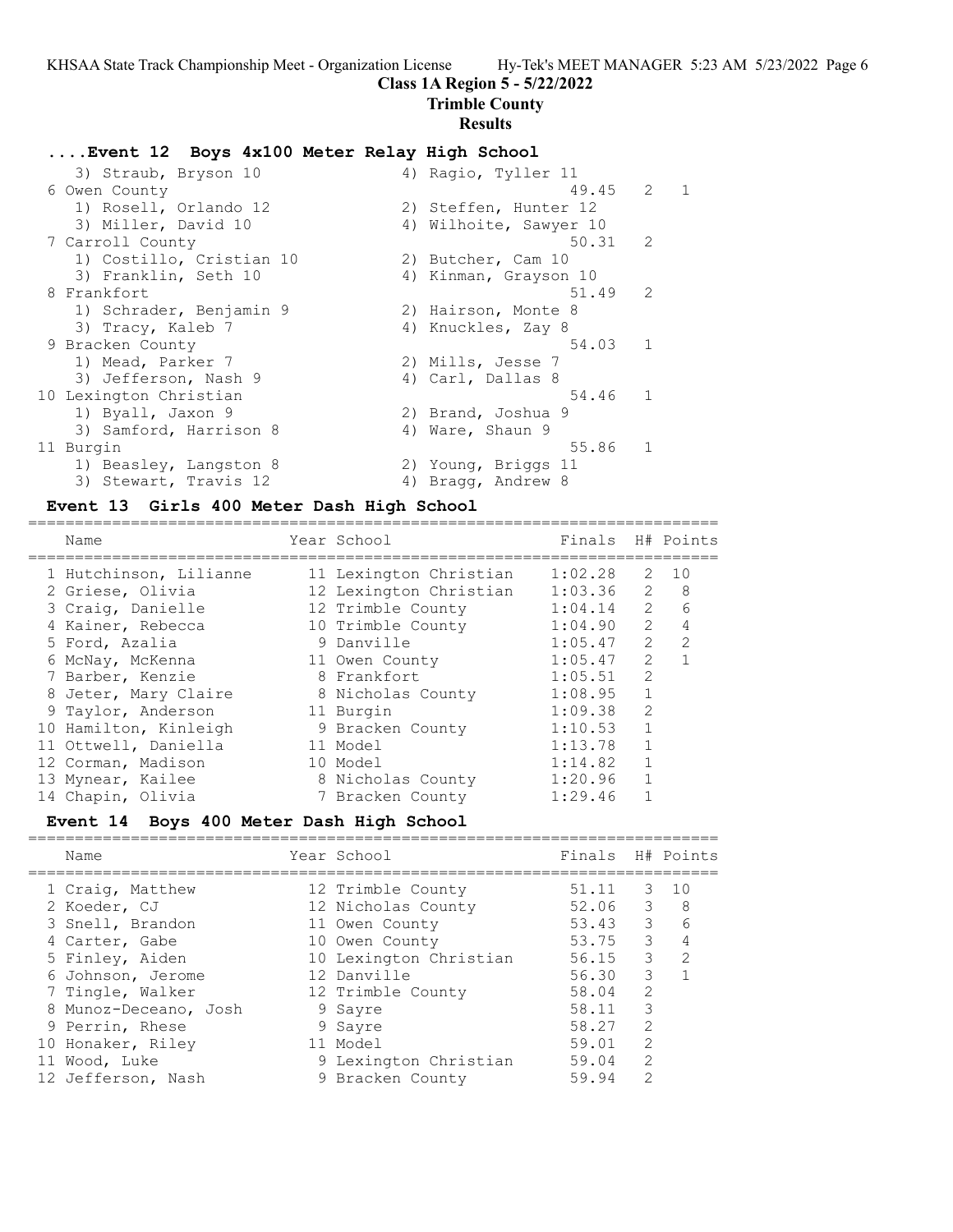## Class 1A Region 5 - 5/22/2022

## Trimble County

## Results

### ....Event 12 Boys 4x100 Meter Relay High School

| Place | School | Finals | H# | Points |
|---|---|---|---|---|
| | 3) Straub, Bryson 10 / 4) Ragio, Tyller 11 | | | |
| 6 | Owen County | 49.45 | 2 | 1 |
| | 1) Rosell, Orlando 12 / 2) Steffen, Hunter 12 / 3) Miller, David 10 / 4) Wilhoite, Sawyer 10 | | | |
| 7 | Carroll County | 50.31 | 2 | |
| | 1) Costillo, Cristian 10 / 2) Butcher, Cam 10 / 3) Franklin, Seth 10 / 4) Kinman, Grayson 10 | | | |
| 8 | Frankfort | 51.49 | 2 | |
| | 1) Schrader, Benjamin 9 / 2) Hairson, Monte 8 / 3) Tracy, Kaleb 7 / 4) Knuckles, Zay 8 | | | |
| 9 | Bracken County | 54.03 | 1 | |
| | 1) Mead, Parker 7 / 2) Mills, Jesse 7 / 3) Jefferson, Nash 9 / 4) Carl, Dallas 8 | | | |
| 10 | Lexington Christian | 54.46 | 1 | |
| | 1) Byall, Jaxon 9 / 2) Brand, Joshua 9 / 3) Samford, Harrison 8 / 4) Ware, Shaun 9 | | | |
| 11 | Burgin | 55.86 | 1 | |
| | 1) Beasley, Langston 8 / 2) Young, Briggs 11 / 3) Stewart, Travis 12 / 4) Bragg, Andrew 8 | | | |

### Event 13 Girls 400 Meter Dash High School

| Place | Name | Year | School | Finals | H# | Points |
|---|---|---|---|---|---|---|
| 1 | Hutchinson, Lilianne | 11 | Lexington Christian | 1:02.28 | 2 | 10 |
| 2 | Griese, Olivia | 12 | Lexington Christian | 1:03.36 | 2 | 8 |
| 3 | Craig, Danielle | 12 | Trimble County | 1:04.14 | 2 | 6 |
| 4 | Kainer, Rebecca | 10 | Trimble County | 1:04.90 | 2 | 4 |
| 5 | Ford, Azalia | 9 | Danville | 1:05.47 | 2 | 2 |
| 6 | McNay, McKenna | 11 | Owen County | 1:05.47 | 2 | 1 |
| 7 | Barber, Kenzie | 8 | Frankfort | 1:05.51 | 2 | |
| 8 | Jeter, Mary Claire | 8 | Nicholas County | 1:08.95 | 1 | |
| 9 | Taylor, Anderson | 11 | Burgin | 1:09.38 | 2 | |
| 10 | Hamilton, Kinleigh | 9 | Bracken County | 1:10.53 | 1 | |
| 11 | Ottwell, Daniella | 11 | Model | 1:13.78 | 1 | |
| 12 | Corman, Madison | 10 | Model | 1:14.82 | 1 | |
| 13 | Mynear, Kailee | 8 | Nicholas County | 1:20.96 | 1 | |
| 14 | Chapin, Olivia | 7 | Bracken County | 1:29.46 | 1 | |

### Event 14 Boys 400 Meter Dash High School

| Place | Name | Year | School | Finals | H# | Points |
|---|---|---|---|---|---|---|
| 1 | Craig, Matthew | 12 | Trimble County | 51.11 | 3 | 10 |
| 2 | Koeder, CJ | 12 | Nicholas County | 52.06 | 3 | 8 |
| 3 | Snell, Brandon | 11 | Owen County | 53.43 | 3 | 6 |
| 4 | Carter, Gabe | 10 | Owen County | 53.75 | 3 | 4 |
| 5 | Finley, Aiden | 10 | Lexington Christian | 56.15 | 3 | 2 |
| 6 | Johnson, Jerome | 12 | Danville | 56.30 | 3 | 1 |
| 7 | Tingle, Walker | 12 | Trimble County | 58.04 | 2 | |
| 8 | Munoz-Deceano, Josh | 9 | Sayre | 58.11 | 3 | |
| 9 | Perrin, Rhese | 9 | Sayre | 58.27 | 2 | |
| 10 | Honaker, Riley | 11 | Model | 59.01 | 2 | |
| 11 | Wood, Luke | 9 | Lexington Christian | 59.04 | 2 | |
| 12 | Jefferson, Nash | 9 | Bracken County | 59.94 | 2 | |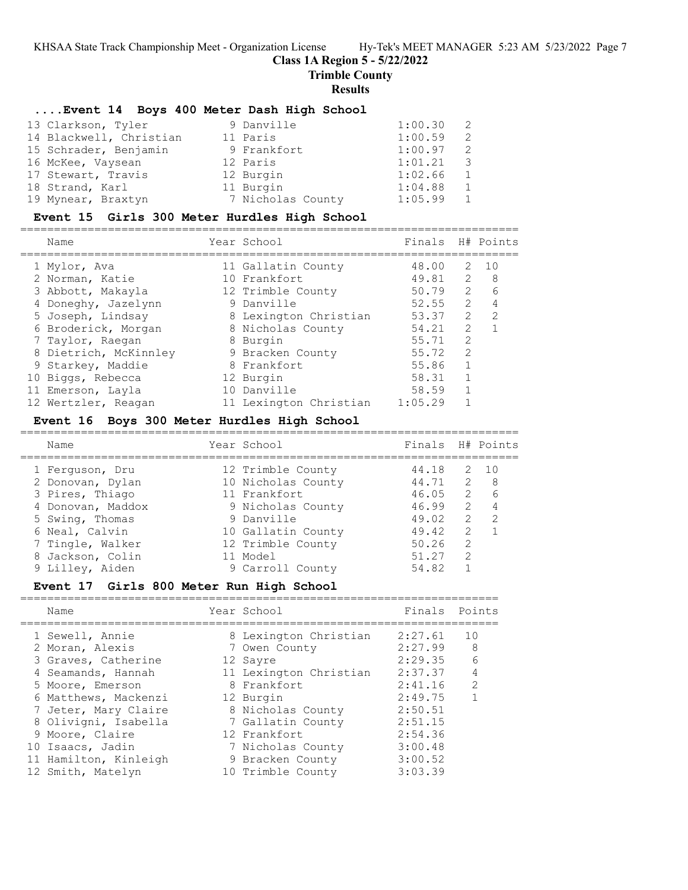## Class 1A Region 5 - 5/22/2022

## Trimble County

## Results

### ....Event 14 Boys 400 Meter Dash High School

| Name | Year | School | Finals | H# |
|---|---|---|---|---|
| 13 Clarkson, Tyler | 9 | Danville | 1:00.30 | 2 |
| 14 Blackwell, Christian | 11 | Paris | 1:00.59 | 2 |
| 15 Schrader, Benjamin | 9 | Frankfort | 1:00.97 | 2 |
| 16 McKee, Vaysean | 12 | Paris | 1:01.21 | 3 |
| 17 Stewart, Travis | 12 | Burgin | 1:02.66 | 1 |
| 18 Strand, Karl | 11 | Burgin | 1:04.88 | 1 |
| 19 Mynear, Braxtyn | 7 | Nicholas County | 1:05.99 | 1 |

### Event 15 Girls 300 Meter Hurdles High School

| Name | Year | School | Finals | H# | Points |
|---|---|---|---|---|---|
| 1 Mylor, Ava | 11 | Gallatin County | 48.00 | 2 | 10 |
| 2 Norman, Katie | 10 | Frankfort | 49.81 | 2 | 8 |
| 3 Abbott, Makayla | 12 | Trimble County | 50.79 | 2 | 6 |
| 4 Doneghy, Jazelynn | 9 | Danville | 52.55 | 2 | 4 |
| 5 Joseph, Lindsay | 8 | Lexington Christian | 53.37 | 2 | 2 |
| 6 Broderick, Morgan | 8 | Nicholas County | 54.21 | 2 | 1 |
| 7 Taylor, Raegan | 8 | Burgin | 55.71 | 2 | |
| 8 Dietrich, McKinnley | 9 | Bracken County | 55.72 | 2 | |
| 9 Starkey, Maddie | 8 | Frankfort | 55.86 | 1 | |
| 10 Biggs, Rebecca | 12 | Burgin | 58.31 | 1 | |
| 11 Emerson, Layla | 10 | Danville | 58.59 | 1 | |
| 12 Wertzler, Reagan | 11 | Lexington Christian | 1:05.29 | 1 | |

### Event 16 Boys 300 Meter Hurdles High School

| Name | Year | School | Finals | H# | Points |
|---|---|---|---|---|---|
| 1 Ferguson, Dru | 12 | Trimble County | 44.18 | 2 | 10 |
| 2 Donovan, Dylan | 10 | Nicholas County | 44.71 | 2 | 8 |
| 3 Pires, Thiago | 11 | Frankfort | 46.05 | 2 | 6 |
| 4 Donovan, Maddox | 9 | Nicholas County | 46.99 | 2 | 4 |
| 5 Swing, Thomas | 9 | Danville | 49.02 | 2 | 2 |
| 6 Neal, Calvin | 10 | Gallatin County | 49.42 | 2 | 1 |
| 7 Tingle, Walker | 12 | Trimble County | 50.26 | 2 | |
| 8 Jackson, Colin | 11 | Model | 51.27 | 2 | |
| 9 Lilley, Aiden | 9 | Carroll County | 54.82 | 1 | |

### Event 17 Girls 800 Meter Run High School

| Name | Year | School | Finals | Points |
|---|---|---|---|---|
| 1 Sewell, Annie | 8 | Lexington Christian | 2:27.61 | 10 |
| 2 Moran, Alexis | 7 | Owen County | 2:27.99 | 8 |
| 3 Graves, Catherine | 12 | Sayre | 2:29.35 | 6 |
| 4 Seamands, Hannah | 11 | Lexington Christian | 2:37.37 | 4 |
| 5 Moore, Emerson | 8 | Frankfort | 2:41.16 | 2 |
| 6 Matthews, Mackenzi | 12 | Burgin | 2:49.75 | 1 |
| 7 Jeter, Mary Claire | 8 | Nicholas County | 2:50.51 | |
| 8 Olivigni, Isabella | 7 | Gallatin County | 2:51.15 | |
| 9 Moore, Claire | 12 | Frankfort | 2:54.36 | |
| 10 Isaacs, Jadin | 7 | Nicholas County | 3:00.48 | |
| 11 Hamilton, Kinleigh | 9 | Bracken County | 3:00.52 | |
| 12 Smith, Matelyn | 10 | Trimble County | 3:03.39 | |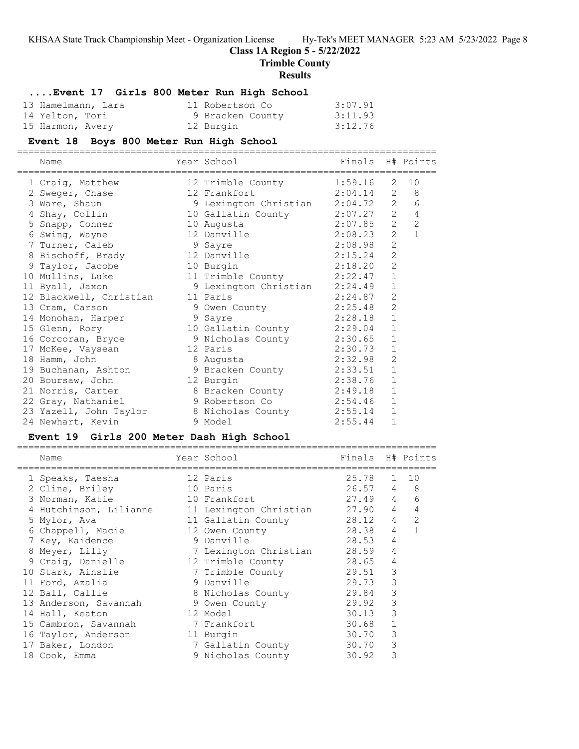**Class 1A Region 5 - 5/22/2022**

**Trimble County**

**Results**

### ....Event 17 Girls 800 Meter Run High School

| Name | Year | School | Finals |
|---|---|---|---|
| 13 Hamelmann, Lara | 11 | Robertson Co | 3:07.91 |
| 14 Yelton, Tori | 9 | Bracken County | 3:11.93 |
| 15 Harmon, Avery | 12 | Burgin | 3:12.76 |

### Event 18 Boys 800 Meter Run High School

| Name | Year | School | Finals | H# | Points |
|---|---|---|---|---|---|
| 1 Craig, Matthew | 12 | Trimble County | 1:59.16 | 2 | 10 |
| 2 Sweger, Chase | 12 | Frankfort | 2:04.14 | 2 | 8 |
| 3 Ware, Shaun | 9 | Lexington Christian | 2:04.72 | 2 | 6 |
| 4 Shay, Collin | 10 | Gallatin County | 2:07.27 | 2 | 4 |
| 5 Snapp, Conner | 10 | Augusta | 2:07.85 | 2 | 2 |
| 6 Swing, Wayne | 12 | Danville | 2:08.23 | 2 | 1 |
| 7 Turner, Caleb | 9 | Sayre | 2:08.98 | 2 | |
| 8 Bischoff, Brady | 12 | Danville | 2:15.24 | 2 | |
| 9 Taylor, Jacobe | 10 | Burgin | 2:18.20 | 2 | |
| 10 Mullins, Luke | 11 | Trimble County | 2:22.47 | 1 | |
| 11 Byall, Jaxon | 9 | Lexington Christian | 2:24.49 | 1 | |
| 12 Blackwell, Christian | 11 | Paris | 2:24.87 | 2 | |
| 13 Cram, Carson | 9 | Owen County | 2:25.48 | 2 | |
| 14 Monohan, Harper | 9 | Sayre | 2:28.18 | 1 | |
| 15 Glenn, Rory | 10 | Gallatin County | 2:29.04 | 1 | |
| 16 Corcoran, Bryce | 9 | Nicholas County | 2:30.65 | 1 | |
| 17 McKee, Vaysean | 12 | Paris | 2:30.73 | 1 | |
| 18 Hamm, John | 8 | Augusta | 2:32.98 | 2 | |
| 19 Buchanan, Ashton | 9 | Bracken County | 2:33.51 | 1 | |
| 20 Boursaw, John | 12 | Burgin | 2:38.76 | 1 | |
| 21 Norris, Carter | 8 | Bracken County | 2:49.18 | 1 | |
| 22 Gray, Nathaniel | 9 | Robertson Co | 2:54.46 | 1 | |
| 23 Yazell, John Taylor | 8 | Nicholas County | 2:55.14 | 1 | |
| 24 Newhart, Kevin | 9 | Model | 2:55.44 | 1 | |

### Event 19 Girls 200 Meter Dash High School

| Name | Year | School | Finals | H# | Points |
|---|---|---|---|---|---|
| 1 Speaks, Taesha | 12 | Paris | 25.78 | 1 | 10 |
| 2 Cline, Briley | 10 | Paris | 26.57 | 4 | 8 |
| 3 Norman, Katie | 10 | Frankfort | 27.49 | 4 | 6 |
| 4 Hutchinson, Lilianne | 11 | Lexington Christian | 27.90 | 4 | 4 |
| 5 Mylor, Ava | 11 | Gallatin County | 28.12 | 4 | 2 |
| 6 Chappell, Macie | 12 | Owen County | 28.38 | 4 | 1 |
| 7 Key, Kaidence | 9 | Danville | 28.53 | 4 | |
| 8 Meyer, Lilly | 7 | Lexington Christian | 28.59 | 4 | |
| 9 Craig, Danielle | 12 | Trimble County | 28.65 | 4 | |
| 10 Stark, Ainslie | 7 | Trimble County | 29.51 | 3 | |
| 11 Ford, Azalia | 9 | Danville | 29.73 | 3 | |
| 12 Ball, Callie | 8 | Nicholas County | 29.84 | 3 | |
| 13 Anderson, Savannah | 9 | Owen County | 29.92 | 3 | |
| 14 Hall, Keaton | 12 | Model | 30.13 | 3 | |
| 15 Cambron, Savannah | 7 | Frankfort | 30.68 | 1 | |
| 16 Taylor, Anderson | 11 | Burgin | 30.70 | 3 | |
| 17 Baker, London | 7 | Gallatin County | 30.70 | 3 | |
| 18 Cook, Emma | 9 | Nicholas County | 30.92 | 3 | |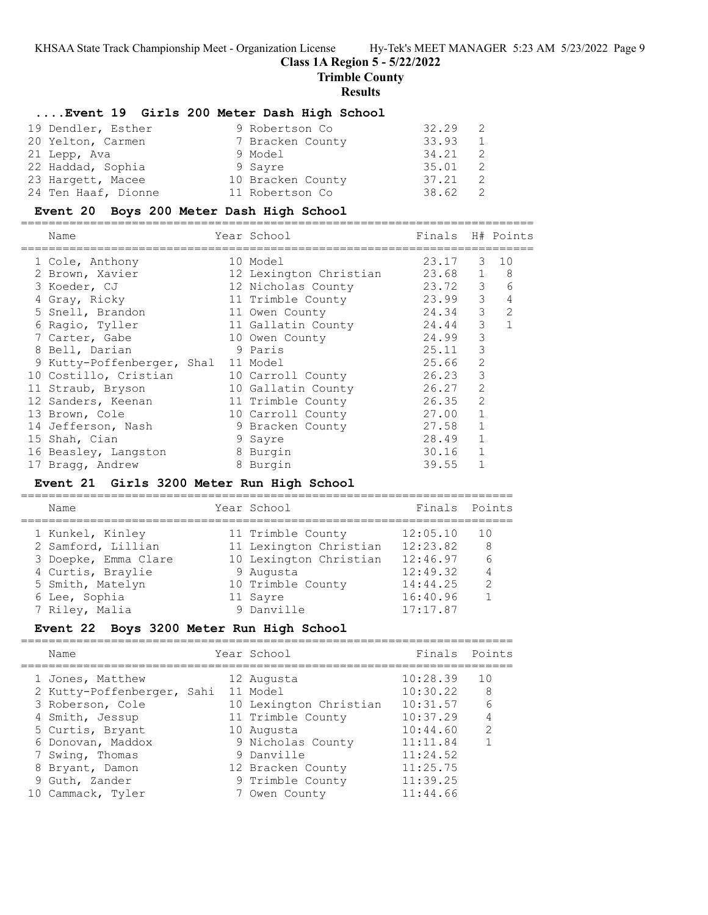# Class 1A Region 5 - 5/22/2022

## Trimble County

### Results

#### ....Event 19 Girls 200 Meter Dash High School

| Place | Name | Year | School | Finals | H# |
|---|---|---|---|---|---|
| 19 | Dendler, Esther | 9 | Robertson Co | 32.29 | 2 |
| 20 | Yelton, Carmen | 7 | Bracken County | 33.93 | 1 |
| 21 | Lepp, Ava | 9 | Model | 34.21 | 2 |
| 22 | Haddad, Sophia | 9 | Sayre | 35.01 | 2 |
| 23 | Hargett, Macee | 10 | Bracken County | 37.21 | 2 |
| 24 | Ten Haaf, Dionne | 11 | Robertson Co | 38.62 | 2 |

#### Event 20 Boys 200 Meter Dash High School

| Place | Name | Year | School | Finals | H# | Points |
|---|---|---|---|---|---|---|
| 1 | Cole, Anthony | 10 | Model | 23.17 | 3 | 10 |
| 2 | Brown, Xavier | 12 | Lexington Christian | 23.68 | 1 | 8 |
| 3 | Koeder, CJ | 12 | Nicholas County | 23.72 | 3 | 6 |
| 4 | Gray, Ricky | 11 | Trimble County | 23.99 | 3 | 4 |
| 5 | Snell, Brandon | 11 | Owen County | 24.34 | 3 | 2 |
| 6 | Ragio, Tyller | 11 | Gallatin County | 24.44 | 3 | 1 |
| 7 | Carter, Gabe | 10 | Owen County | 24.99 | 3 | |
| 8 | Bell, Darian | 9 | Paris | 25.11 | 3 | |
| 9 | Kutty-Poffenberger, Shal | 11 | Model | 25.66 | 2 | |
| 10 | Costillo, Cristian | 10 | Carroll County | 26.23 | 3 | |
| 11 | Straub, Bryson | 10 | Gallatin County | 26.27 | 2 | |
| 12 | Sanders, Keenan | 11 | Trimble County | 26.35 | 2 | |
| 13 | Brown, Cole | 10 | Carroll County | 27.00 | 1 | |
| 14 | Jefferson, Nash | 9 | Bracken County | 27.58 | 1 | |
| 15 | Shah, Cian | 9 | Sayre | 28.49 | 1 | |
| 16 | Beasley, Langston | 8 | Burgin | 30.16 | 1 | |
| 17 | Bragg, Andrew | 8 | Burgin | 39.55 | 1 | |

#### Event 21 Girls 3200 Meter Run High School

| Place | Name | Year | School | Finals | Points |
|---|---|---|---|---|---|
| 1 | Kunkel, Kinley | 11 | Trimble County | 12:05.10 | 10 |
| 2 | Samford, Lillian | 11 | Lexington Christian | 12:23.82 | 8 |
| 3 | Doepke, Emma Clare | 10 | Lexington Christian | 12:46.97 | 6 |
| 4 | Curtis, Braylie | 9 | Augusta | 12:49.32 | 4 |
| 5 | Smith, Matelyn | 10 | Trimble County | 14:44.25 | 2 |
| 6 | Lee, Sophia | 11 | Sayre | 16:40.96 | 1 |
| 7 | Riley, Malia | 9 | Danville | 17:17.87 | |

#### Event 22 Boys 3200 Meter Run High School

| Place | Name | Year | School | Finals | Points |
|---|---|---|---|---|---|
| 1 | Jones, Matthew | 12 | Augusta | 10:28.39 | 10 |
| 2 | Kutty-Poffenberger, Sahi | 11 | Model | 10:30.22 | 8 |
| 3 | Roberson, Cole | 10 | Lexington Christian | 10:31.57 | 6 |
| 4 | Smith, Jessup | 11 | Trimble County | 10:37.29 | 4 |
| 5 | Curtis, Bryant | 10 | Augusta | 10:44.60 | 2 |
| 6 | Donovan, Maddox | 9 | Nicholas County | 11:11.84 | 1 |
| 7 | Swing, Thomas | 9 | Danville | 11:24.52 | |
| 8 | Bryant, Damon | 12 | Bracken County | 11:25.75 | |
| 9 | Guth, Zander | 9 | Trimble County | 11:39.25 | |
| 10 | Cammack, Tyler | 7 | Owen County | 11:44.66 | |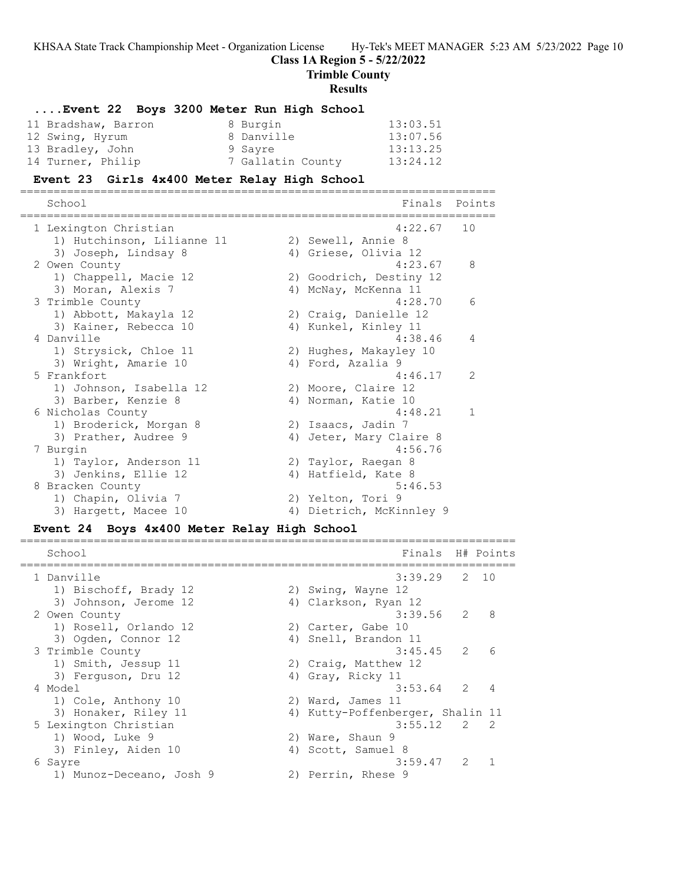### Class 1A Region 5 - 5/22/2022

### Trimble County

### Results

#### ....Event 22 Boys 3200 Meter Run High School

| | Name | Yr | School | Finals |
|---|---|---|---|---|
| 11 | Bradshaw, Barron | 8 | Burgin | 13:03.51 |
| 12 | Swing, Hyrum | 8 | Danville | 13:07.56 |
| 13 | Bradley, John | 9 | Sayre | 13:13.25 |
| 14 | Turner, Philip | 7 | Gallatin County | 13:24.12 |

#### Event 23 Girls 4x400 Meter Relay High School

| | School | Finals | Points |
|---|---|---|---|
| 1 | Lexington Christian | 4:22.67 | 10 |
| | 1) Hutchinson, Lilianne 11; 2) Sewell, Annie 8; 3) Joseph, Lindsay 8; 4) Griese, Olivia 12 | | |
| 2 | Owen County | 4:23.67 | 8 |
| | 1) Chappell, Macie 12; 2) Goodrich, Destiny 12; 3) Moran, Alexis 7; 4) McNay, McKenna 11 | | |
| 3 | Trimble County | 4:28.70 | 6 |
| | 1) Abbott, Makayla 12; 2) Craig, Danielle 12; 3) Kainer, Rebecca 10; 4) Kunkel, Kinley 11 | | |
| 4 | Danville | 4:38.46 | 4 |
| | 1) Strysick, Chloe 11; 2) Hughes, Makayley 10; 3) Wright, Amarie 10; 4) Ford, Azalia 9 | | |
| 5 | Frankfort | 4:46.17 | 2 |
| | 1) Johnson, Isabella 12; 2) Moore, Claire 12; 3) Barber, Kenzie 8; 4) Norman, Katie 10 | | |
| 6 | Nicholas County | 4:48.21 | 1 |
| | 1) Broderick, Morgan 8; 2) Isaacs, Jadin 7; 3) Prather, Audree 9; 4) Jeter, Mary Claire 8 | | |
| 7 | Burgin | 4:56.76 | |
| | 1) Taylor, Anderson 11; 2) Taylor, Raegan 8; 3) Jenkins, Ellie 12; 4) Hatfield, Kate 8 | | |
| 8 | Bracken County | 5:46.53 | |
| | 1) Chapin, Olivia 7; 2) Yelton, Tori 9; 3) Hargett, Macee 10; 4) Dietrich, McKinnley 9 | | |

#### Event 24 Boys 4x400 Meter Relay High School

| | School | Finals | H# | Points |
|---|---|---|---|---|
| 1 | Danville | 3:39.29 | 2 | 10 |
| | 1) Bischoff, Brady 12; 2) Swing, Wayne 12; 3) Johnson, Jerome 12; 4) Clarkson, Ryan 12 | | | |
| 2 | Owen County | 3:39.56 | 2 | 8 |
| | 1) Rosell, Orlando 12; 2) Carter, Gabe 10; 3) Ogden, Connor 12; 4) Snell, Brandon 11 | | | |
| 3 | Trimble County | 3:45.45 | 2 | 6 |
| | 1) Smith, Jessup 11; 2) Craig, Matthew 12; 3) Ferguson, Dru 12; 4) Gray, Ricky 11 | | | |
| 4 | Model | 3:53.64 | 2 | 4 |
| | 1) Cole, Anthony 10; 2) Ward, James 11; 3) Honaker, Riley 11; 4) Kutty-Poffenberger, Shalin 11 | | | |
| 5 | Lexington Christian | 3:55.12 | 2 | 2 |
| | 1) Wood, Luke 9; 2) Ware, Shaun 9; 3) Finley, Aiden 10; 4) Scott, Samuel 8 | | | |
| 6 | Sayre | 3:59.47 | 2 | 1 |
| | 1) Munoz-Deceano, Josh 9; 2) Perrin, Rhese 9 | | | |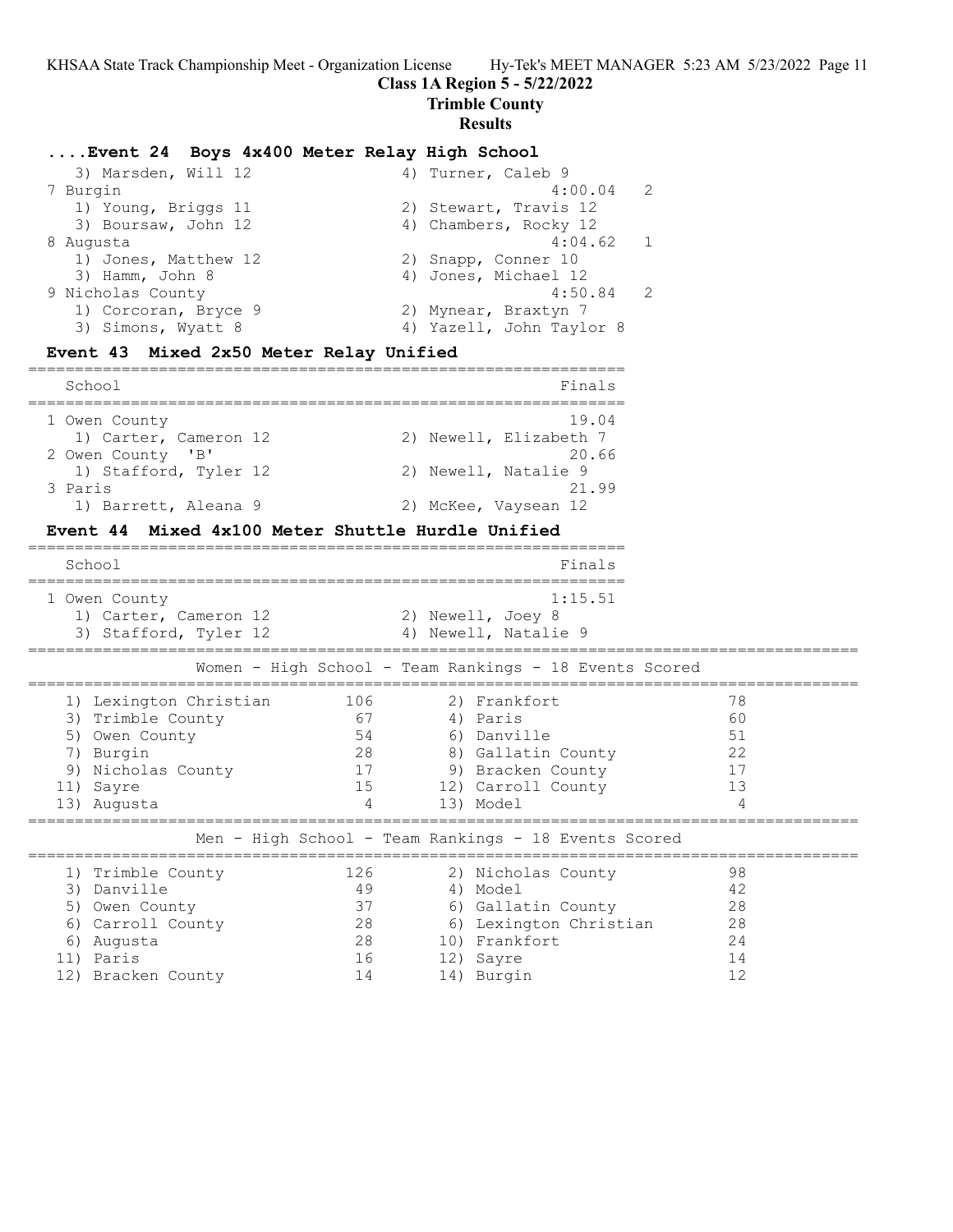## Class 1A Region 5 - 5/22/2022

## Trimble County

## Results

### ....Event 24 Boys 4x400 Meter Relay High School

| | | | |
|---|---|---|---|
| | 3) Marsden, Will 12 | 4) Turner, Caleb 9 | |
| 7 | Burgin | 4:00.04 | 2 |
| | 1) Young, Briggs 11 | 2) Stewart, Travis 12 | |
| | 3) Boursaw, John 12 | 4) Chambers, Rocky 12 | |
| 8 | Augusta | 4:04.62 | 1 |
| | 1) Jones, Matthew 12 | 2) Snapp, Conner 10 | |
| | 3) Hamm, John 8 | 4) Jones, Michael 12 | |
| 9 | Nicholas County | 4:50.84 | 2 |
| | 1) Corcoran, Bryce 9 | 2) Mynear, Braxtyn 7 | |
| | 3) Simons, Wyatt 8 | 4) Yazell, John Taylor 8 | |

### Event 43 Mixed 2x50 Meter Relay Unified

| | School | | Finals |
|---|---|---|---|
| 1 | Owen County | | 19.04 |
| | 1) Carter, Cameron 12 | 2) Newell, Elizabeth 7 | |
| 2 | Owen County 'B' | | 20.66 |
| | 1) Stafford, Tyler 12 | 2) Newell, Natalie 9 | |
| 3 | Paris | | 21.99 |
| | 1) Barrett, Aleana 9 | 2) McKee, Vaysean 12 | |

### Event 44 Mixed 4x100 Meter Shuttle Hurdle Unified

| | School | | Finals |
|---|---|---|---|
| 1 | Owen County | | 1:15.51 |
| | 1) Carter, Cameron 12 | 2) Newell, Joey 8 | |
| | 3) Stafford, Tyler 12 | 4) Newell, Natalie 9 | |

### Women - High School - Team Rankings - 18 Events Scored

| | | | |
|---|---|---|---|
| 1) Lexington Christian | 106 | 2) Frankfort | 78 |
| 3) Trimble County | 67 | 4) Paris | 60 |
| 5) Owen County | 54 | 6) Danville | 51 |
| 7) Burgin | 28 | 8) Gallatin County | 22 |
| 9) Nicholas County | 17 | 9) Bracken County | 17 |
| 11) Sayre | 15 | 12) Carroll County | 13 |
| 13) Augusta | 4 | 13) Model | 4 |

### Men - High School - Team Rankings - 18 Events Scored

| | | | |
|---|---|---|---|
| 1) Trimble County | 126 | 2) Nicholas County | 98 |
| 3) Danville | 49 | 4) Model | 42 |
| 5) Owen County | 37 | 6) Gallatin County | 28 |
| 6) Carroll County | 28 | 6) Lexington Christian | 28 |
| 6) Augusta | 28 | 10) Frankfort | 24 |
| 11) Paris | 16 | 12) Sayre | 14 |
| 12) Bracken County | 14 | 14) Burgin | 12 |